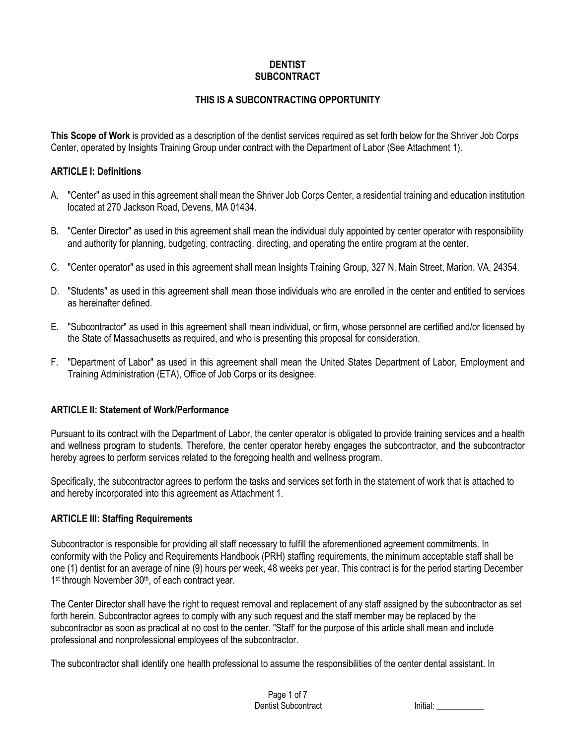# DENTIST SUBCONTRACT

## THIS IS A SUBCONTRACTING OPPORTUNITY

**This Scope of Work** is provided as a description of the dentist services required as set forth below for the Shriver Job Corps Center, operated by Insights Training Group under contract with the Department of Labor (See Attachment 1).

### ARTICLE I: Definitions

A. "Center" as used in this agreement shall mean the Shriver Job Corps Center, a residential training and education institution located at 270 Jackson Road, Devens, MA 01434.

B. "Center Director" as used in this agreement shall mean the individual duly appointed by center operator with responsibility and authority for planning, budgeting, contracting, directing, and operating the entire program at the center.

C. "Center operator" as used in this agreement shall mean Insights Training Group, 327 N. Main Street, Marion, VA, 24354.

D. "Students" as used in this agreement shall mean those individuals who are enrolled in the center and entitled to services as hereinafter defined.

E. "Subcontractor" as used in this agreement shall mean individual, or firm, whose personnel are certified and/or licensed by the State of Massachusetts as required, and who is presenting this proposal for consideration.

F. "Department of Labor" as used in this agreement shall mean the United States Department of Labor, Employment and Training Administration (ETA), Office of Job Corps or its designee.

### ARTICLE II: Statement of Work/Performance

Pursuant to its contract with the Department of Labor, the center operator is obligated to provide training services and a health and wellness program to students. Therefore, the center operator hereby engages the subcontractor, and the subcontractor hereby agrees to perform services related to the foregoing health and wellness program.

Specifically, the subcontractor agrees to perform the tasks and services set forth in the statement of work that is attached to and hereby incorporated into this agreement as Attachment 1.

### ARTICLE III: Staffing Requirements

Subcontractor is responsible for providing all staff necessary to fulfill the aforementioned agreement commitments. In conformity with the Policy and Requirements Handbook (PRH) staffing requirements, the minimum acceptable staff shall be one (1) dentist for an average of nine (9) hours per week, 48 weeks per year. This contract is for the period starting December 1st through November 30th, of each contract year.

The Center Director shall have the right to request removal and replacement of any staff assigned by the subcontractor as set forth herein. Subcontractor agrees to comply with any such request and the staff member may be replaced by the subcontractor as soon as practical at no cost to the center. "Staff' for the purpose of this article shall mean and include professional and nonprofessional employees of the subcontractor.

The subcontractor shall identify one health professional to assume the responsibilities of the center dental assistant. In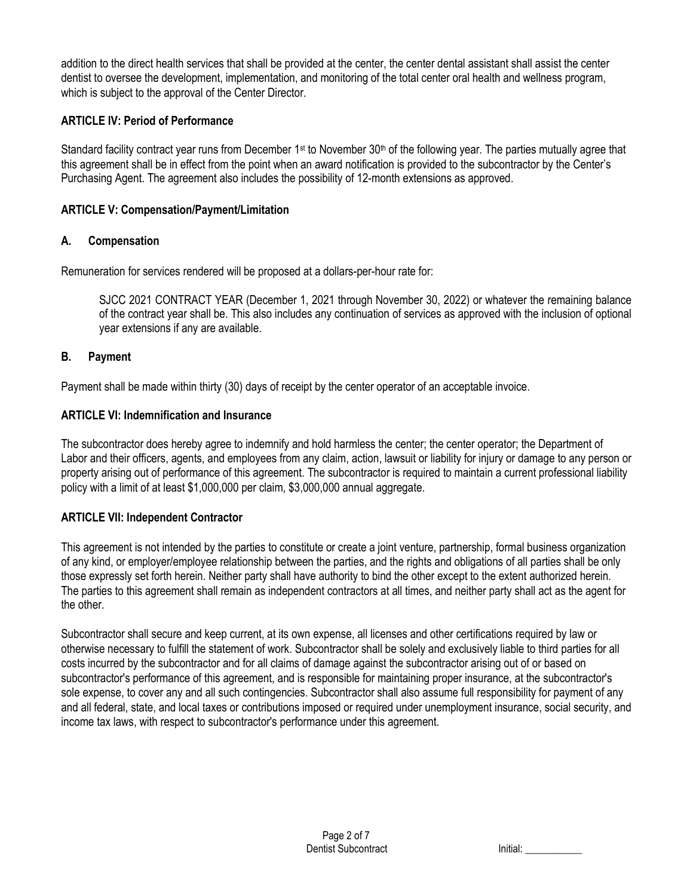addition to the direct health services that shall be provided at the center, the center dental assistant shall assist the center dentist to oversee the development, implementation, and monitoring of the total center oral health and wellness program, which is subject to the approval of the Center Director.

**ARTICLE IV: Period of Performance**

Standard facility contract year runs from December 1st to November 30th of the following year. The parties mutually agree that this agreement shall be in effect from the point when an award notification is provided to the subcontractor by the Center's Purchasing Agent. The agreement also includes the possibility of 12-month extensions as approved.

**ARTICLE V: Compensation/Payment/Limitation**

**A. Compensation**

Remuneration for services rendered will be proposed at a dollars-per-hour rate for:

> SJCC 2021 CONTRACT YEAR (December 1, 2021 through November 30, 2022) or whatever the remaining balance of the contract year shall be. This also includes any continuation of services as approved with the inclusion of optional year extensions if any are available.

**B. Payment**

Payment shall be made within thirty (30) days of receipt by the center operator of an acceptable invoice.

**ARTICLE VI: Indemnification and Insurance**

The subcontractor does hereby agree to indemnify and hold harmless the center; the center operator; the Department of Labor and their officers, agents, and employees from any claim, action, lawsuit or liability for injury or damage to any person or property arising out of performance of this agreement. The subcontractor is required to maintain a current professional liability policy with a limit of at least $1,000,000 per claim, $3,000,000 annual aggregate.

**ARTICLE VII: Independent Contractor**

This agreement is not intended by the parties to constitute or create a joint venture, partnership, formal business organization of any kind, or employer/employee relationship between the parties, and the rights and obligations of all parties shall be only those expressly set forth herein. Neither party shall have authority to bind the other except to the extent authorized herein. The parties to this agreement shall remain as independent contractors at all times, and neither party shall act as the agent for the other.

Subcontractor shall secure and keep current, at its own expense, all licenses and other certifications required by law or otherwise necessary to fulfill the statement of work. Subcontractor shall be solely and exclusively liable to third parties for all costs incurred by the subcontractor and for all claims of damage against the subcontractor arising out of or based on subcontractor's performance of this agreement, and is responsible for maintaining proper insurance, at the subcontractor's sole expense, to cover any and all such contingencies. Subcontractor shall also assume full responsibility for payment of any and all federal, state, and local taxes or contributions imposed or required under unemployment insurance, social security, and income tax laws, with respect to subcontractor's performance under this agreement.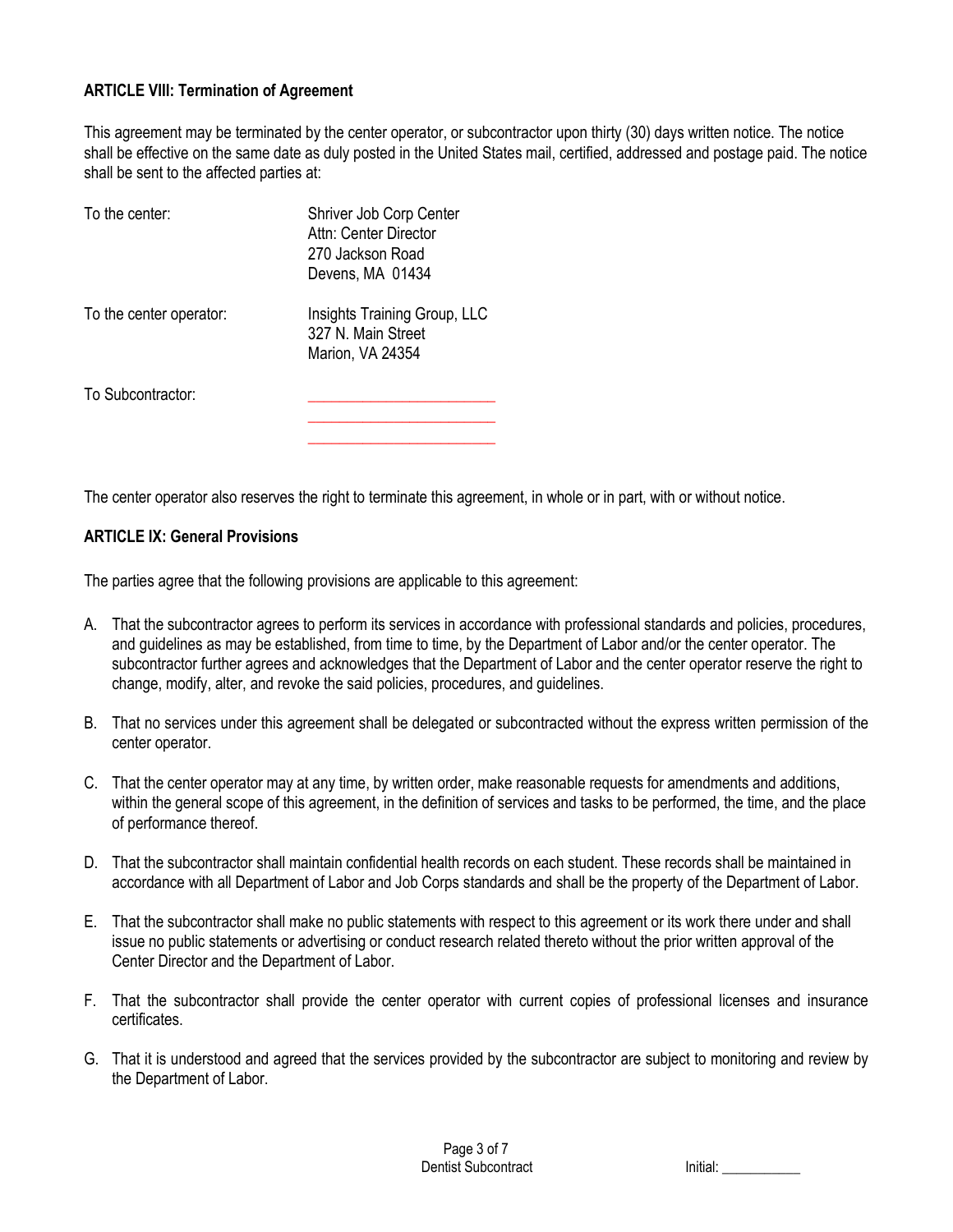**ARTICLE VIII: Termination of Agreement**

This agreement may be terminated by the center operator, or subcontractor upon thirty (30) days written notice. The notice shall be effective on the same date as duly posted in the United States mail, certified, addressed and postage paid. The notice shall be sent to the affected parties at:

| | |
|---|---|
| To the center: | Shriver Job Corp Center<br>Attn: Center Director<br>270 Jackson Road<br>Devens, MA 01434 |
| To the center operator: | Insights Training Group, LLC<br>327 N. Main Street<br>Marion, VA 24354 |
| To Subcontractor: | ________________________<br>________________________<br>________________________ |

The center operator also reserves the right to terminate this agreement, in whole or in part, with or without notice.

**ARTICLE IX: General Provisions**

The parties agree that the following provisions are applicable to this agreement:

A. That the subcontractor agrees to perform its services in accordance with professional standards and policies, procedures, and guidelines as may be established, from time to time, by the Department of Labor and/or the center operator. The subcontractor further agrees and acknowledges that the Department of Labor and the center operator reserve the right to change, modify, alter, and revoke the said policies, procedures, and guidelines.

B. That no services under this agreement shall be delegated or subcontracted without the express written permission of the center operator.

C. That the center operator may at any time, by written order, make reasonable requests for amendments and additions, within the general scope of this agreement, in the definition of services and tasks to be performed, the time, and the place of performance thereof.

D. That the subcontractor shall maintain confidential health records on each student. These records shall be maintained in accordance with all Department of Labor and Job Corps standards and shall be the property of the Department of Labor.

E. That the subcontractor shall make no public statements with respect to this agreement or its work there under and shall issue no public statements or advertising or conduct research related thereto without the prior written approval of the Center Director and the Department of Labor.

F. That the subcontractor shall provide the center operator with current copies of professional licenses and insurance certificates.

G. That it is understood and agreed that the services provided by the subcontractor are subject to monitoring and review by the Department of Labor.

Initial: ___________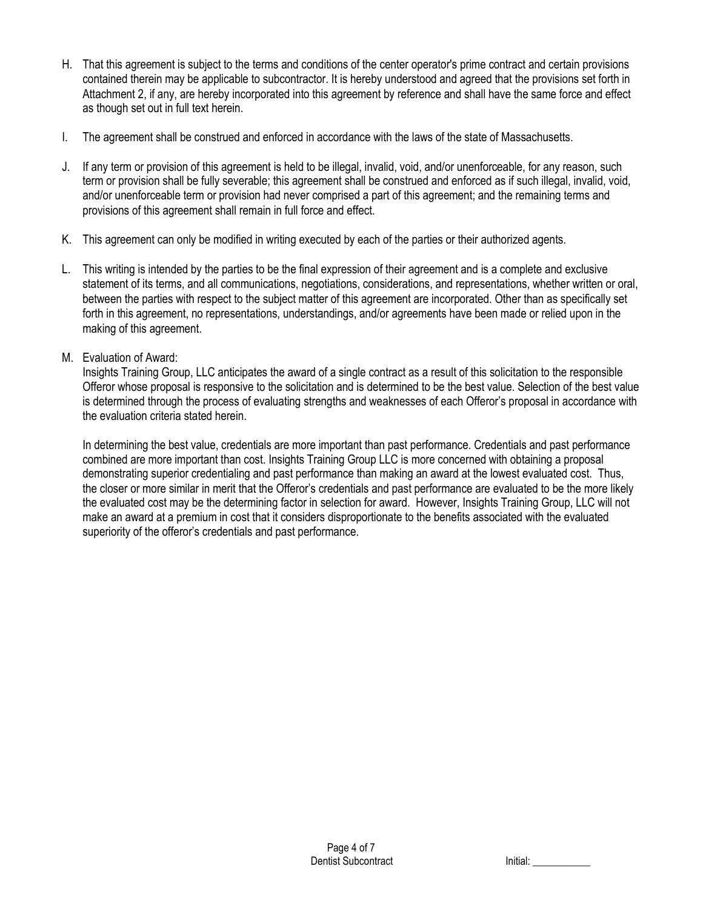H. That this agreement is subject to the terms and conditions of the center operator's prime contract and certain provisions contained therein may be applicable to subcontractor. It is hereby understood and agreed that the provisions set forth in Attachment 2, if any, are hereby incorporated into this agreement by reference and shall have the same force and effect as though set out in full text herein.

I. The agreement shall be construed and enforced in accordance with the laws of the state of Massachusetts.

J. If any term or provision of this agreement is held to be illegal, invalid, void, and/or unenforceable, for any reason, such term or provision shall be fully severable; this agreement shall be construed and enforced as if such illegal, invalid, void, and/or unenforceable term or provision had never comprised a part of this agreement; and the remaining terms and provisions of this agreement shall remain in full force and effect.

K. This agreement can only be modified in writing executed by each of the parties or their authorized agents.

L. This writing is intended by the parties to be the final expression of their agreement and is a complete and exclusive statement of its terms, and all communications, negotiations, considerations, and representations, whether written or oral, between the parties with respect to the subject matter of this agreement are incorporated. Other than as specifically set forth in this agreement, no representations, understandings, and/or agreements have been made or relied upon in the making of this agreement.

M. Evaluation of Award:
Insights Training Group, LLC anticipates the award of a single contract as a result of this solicitation to the responsible Offeror whose proposal is responsive to the solicitation and is determined to be the best value. Selection of the best value is determined through the process of evaluating strengths and weaknesses of each Offeror's proposal in accordance with the evaluation criteria stated herein.

In determining the best value, credentials are more important than past performance. Credentials and past performance combined are more important than cost. Insights Training Group LLC is more concerned with obtaining a proposal demonstrating superior credentialing and past performance than making an award at the lowest evaluated cost. Thus, the closer or more similar in merit that the Offeror's credentials and past performance are evaluated to be the more likely the evaluated cost may be the determining factor in selection for award. However, Insights Training Group, LLC will not make an award at a premium in cost that it considers disproportionate to the benefits associated with the evaluated superiority of the offeror's credentials and past performance.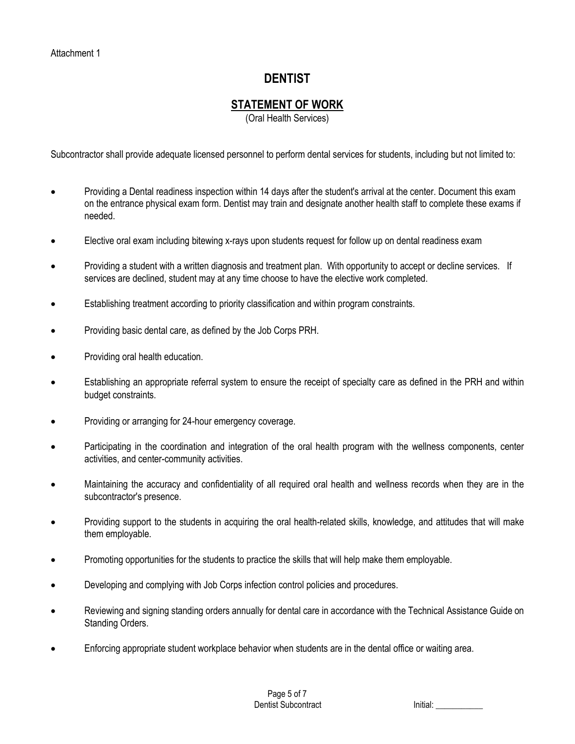Attachment 1

# DENTIST

## STATEMENT OF WORK

(Oral Health Services)

Subcontractor shall provide adequate licensed personnel to perform dental services for students, including but not limited to:

- Providing a Dental readiness inspection within 14 days after the student's arrival at the center. Document this exam on the entrance physical exam form. Dentist may train and designate another health staff to complete these exams if needed.
- Elective oral exam including bitewing x-rays upon students request for follow up on dental readiness exam
- Providing a student with a written diagnosis and treatment plan. With opportunity to accept or decline services. If services are declined, student may at any time choose to have the elective work completed.
- Establishing treatment according to priority classification and within program constraints.
- Providing basic dental care, as defined by the Job Corps PRH.
- Providing oral health education.
- Establishing an appropriate referral system to ensure the receipt of specialty care as defined in the PRH and within budget constraints.
- Providing or arranging for 24-hour emergency coverage.
- Participating in the coordination and integration of the oral health program with the wellness components, center activities, and center-community activities.
- Maintaining the accuracy and confidentiality of all required oral health and wellness records when they are in the subcontractor's presence.
- Providing support to the students in acquiring the oral health-related skills, knowledge, and attitudes that will make them employable.
- Promoting opportunities for the students to practice the skills that will help make them employable.
- Developing and complying with Job Corps infection control policies and procedures.
- Reviewing and signing standing orders annually for dental care in accordance with the Technical Assistance Guide on Standing Orders.
- Enforcing appropriate student workplace behavior when students are in the dental office or waiting area.

Initial: ___________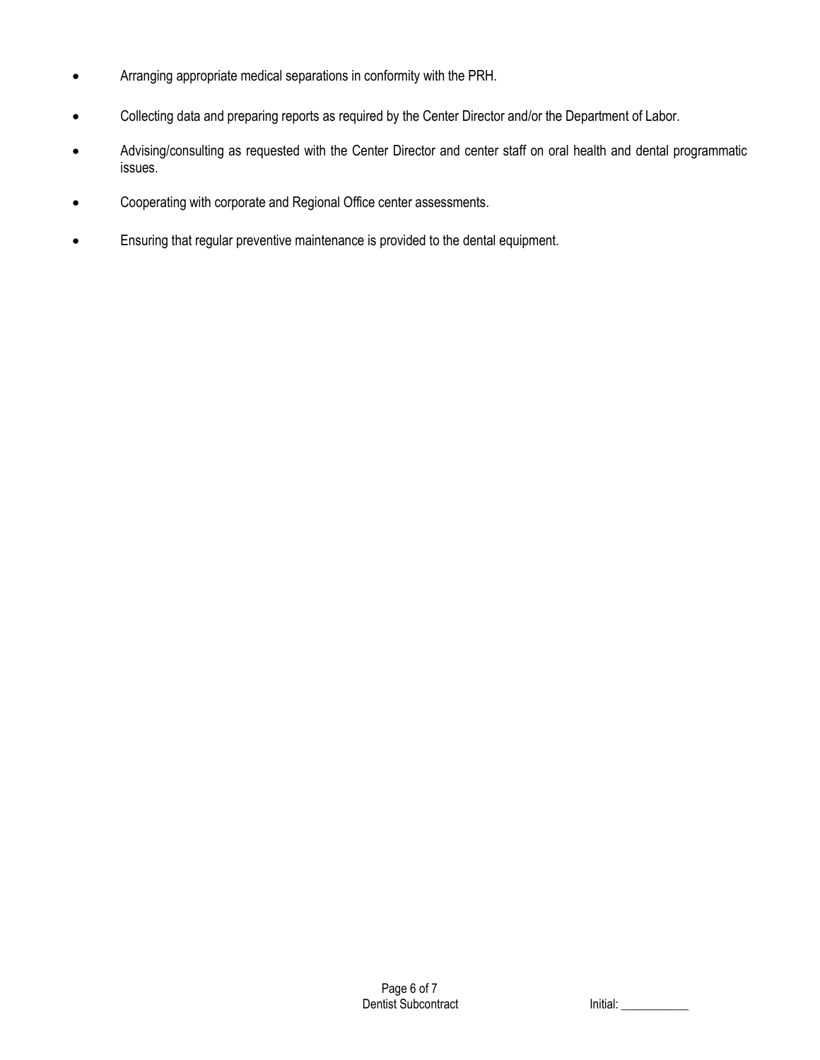- Arranging appropriate medical separations in conformity with the PRH.
- Collecting data and preparing reports as required by the Center Director and/or the Department of Labor.
- Advising/consulting as requested with the Center Director and center staff on oral health and dental programmatic issues.
- Cooperating with corporate and Regional Office center assessments.
- Ensuring that regular preventive maintenance is provided to the dental equipment.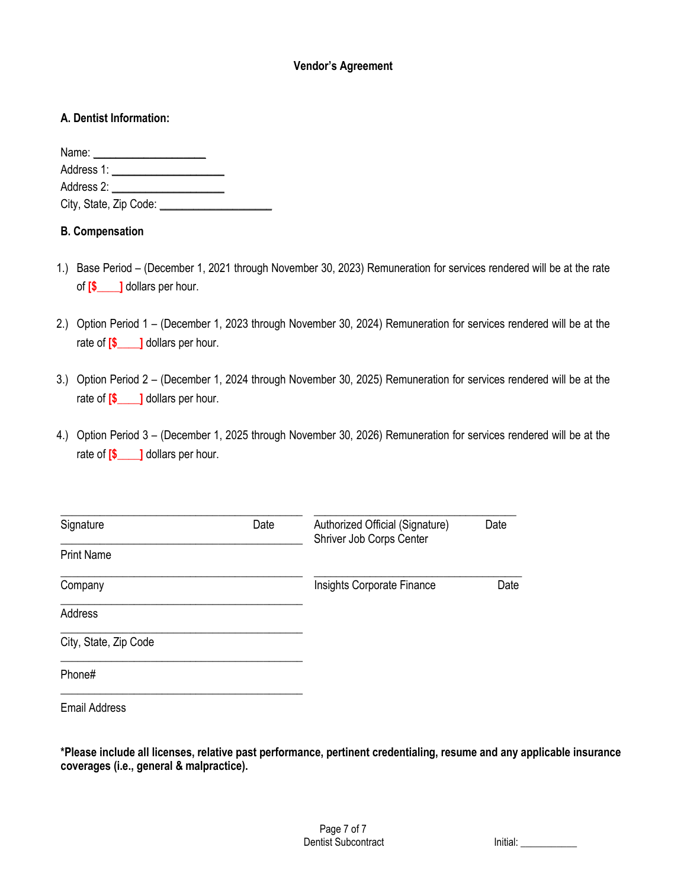**Vendor's Agreement**

**A. Dentist Information:**

Name: ___________________
Address 1: ___________________
Address 2: ___________________
City, State, Zip Code: ___________________

**B. Compensation**

1.) Base Period – (December 1, 2021 through November 30, 2023) Remuneration for services rendered will be at the rate of **[$____]** dollars per hour.

2.) Option Period 1 – (December 1, 2023 through November 30, 2024) Remuneration for services rendered will be at the rate of **[$____]** dollars per hour.

3.) Option Period 2 – (December 1, 2024 through November 30, 2025) Remuneration for services rendered will be at the rate of **[$____]** dollars per hour.

4.) Option Period 3 – (December 1, 2025 through November 30, 2026) Remuneration for services rendered will be at the rate of **[$____]** dollars per hour.

| | |
|---|---|
| ________________________________<br>Signature Date | ________________________________<br>Authorized Official (Signature) Date<br>Shriver Job Corps Center |
| ________________________________<br>Print Name | |
| ________________________________<br>Company | ________________________________<br>Insights Corporate Finance Date |
| ________________________________<br>Address | |
| ________________________________<br>City, State, Zip Code | |
| ________________________________<br>Phone# | |
| ________________________________<br>Email Address | |

**\*Please include all licenses, relative past performance, pertinent credentialing, resume and any applicable insurance coverages (i.e., general & malpractice).**

Dentist Subcontract

Initial: ___________